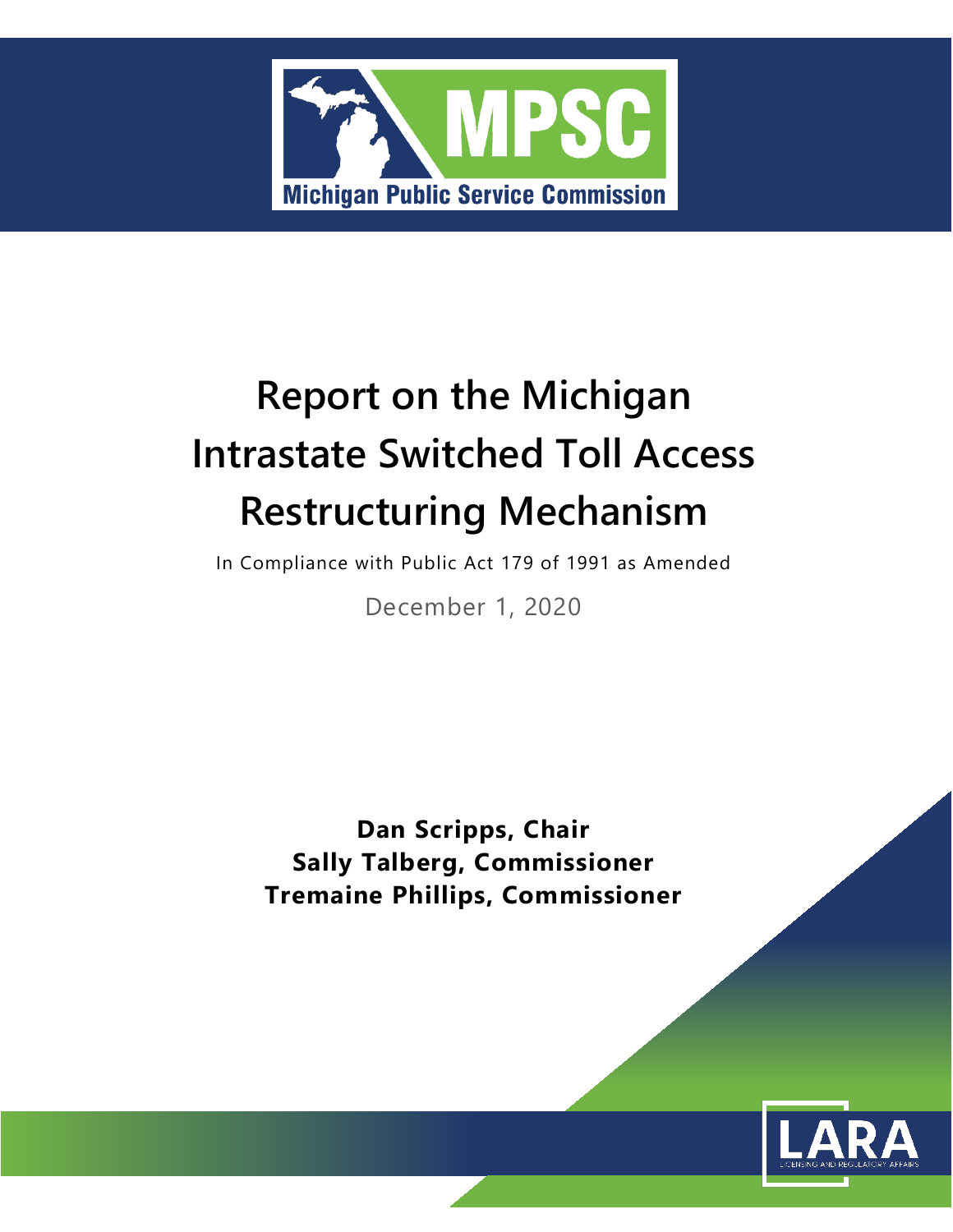# Report on the Michigan Intrastate Switched Toll Access Restructuring Mechanism

In Compliance with Public Act 179 of 1991 as Amended

December 1, 2020

**Dan Scripps, Chair**
**Sally Talberg, Commissioner**
**Tremaine Phillips, Commissioner**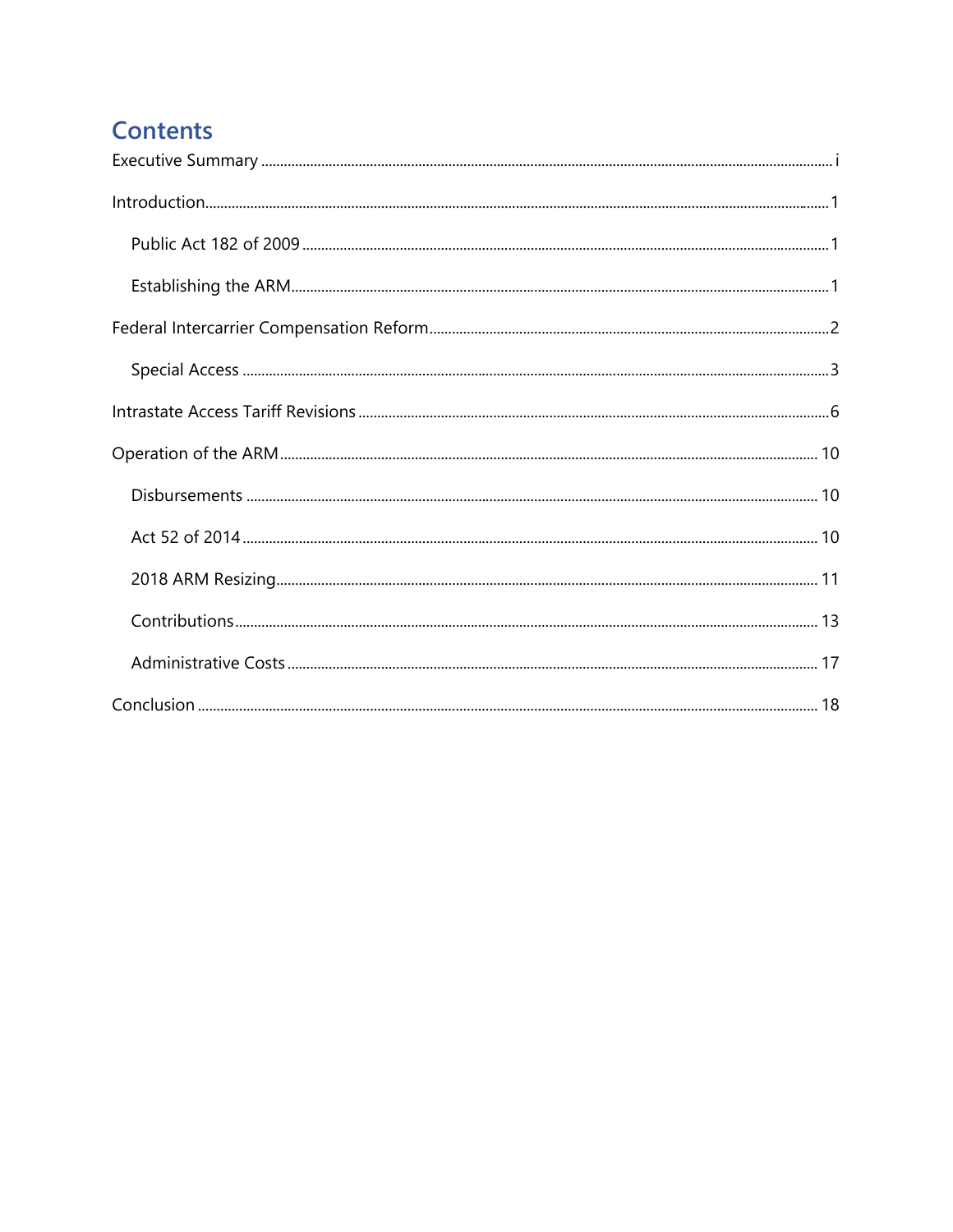# Contents

Executive Summary ..... i

Introduction ..... 1

- Public Act 182 of 2009 ..... 1
- Establishing the ARM ..... 1

Federal Intercarrier Compensation Reform ..... 2

- Special Access ..... 3

Intrastate Access Tariff Revisions ..... 6

Operation of the ARM ..... 10

- Disbursements ..... 10
- Act 52 of 2014 ..... 10
- 2018 ARM Resizing ..... 11
- Contributions ..... 13
- Administrative Costs ..... 17

Conclusion ..... 18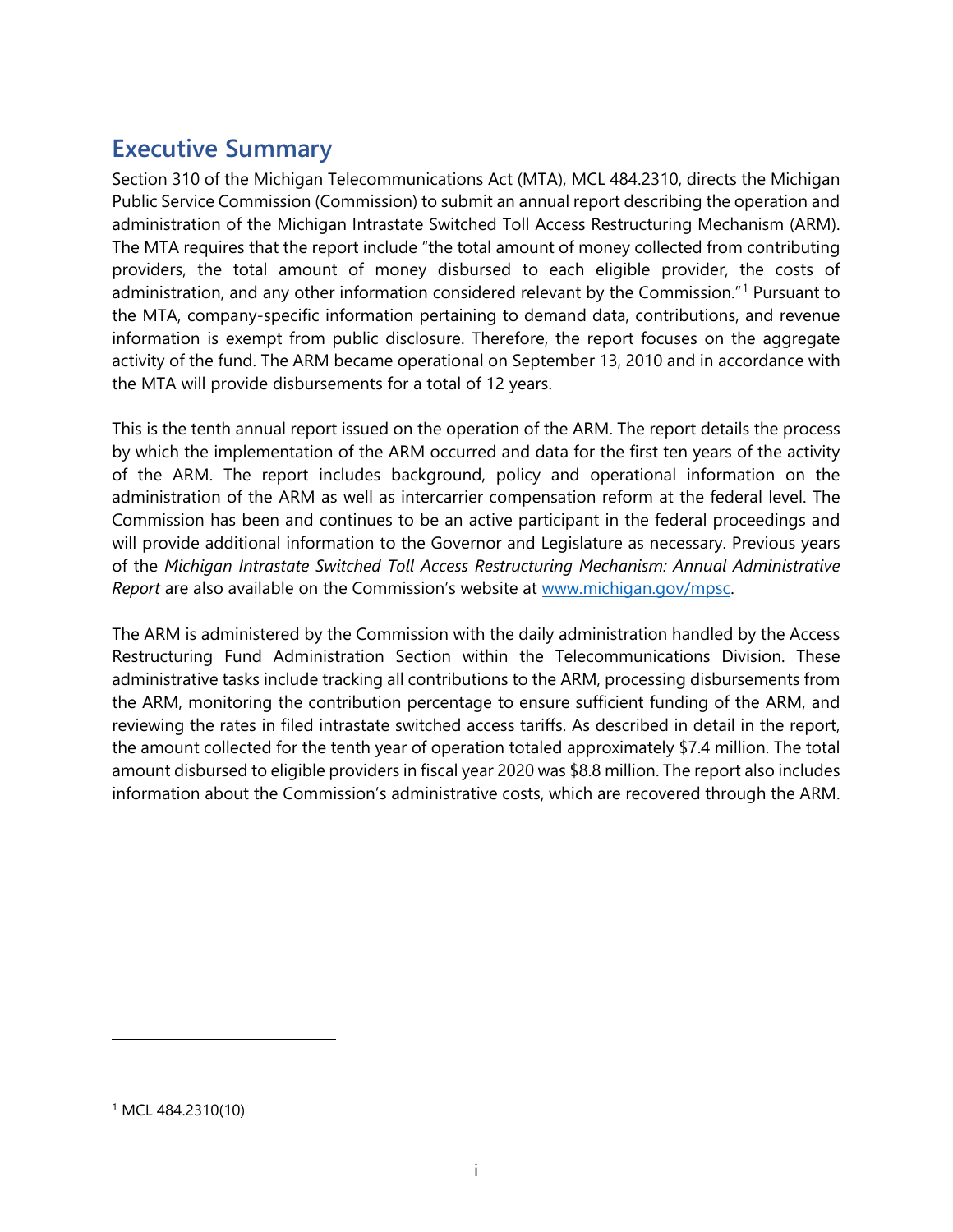## Executive Summary

Section 310 of the Michigan Telecommunications Act (MTA), MCL 484.2310, directs the Michigan Public Service Commission (Commission) to submit an annual report describing the operation and administration of the Michigan Intrastate Switched Toll Access Restructuring Mechanism (ARM). The MTA requires that the report include "the total amount of money collected from contributing providers, the total amount of money disbursed to each eligible provider, the costs of administration, and any other information considered relevant by the Commission."[1] Pursuant to the MTA, company-specific information pertaining to demand data, contributions, and revenue information is exempt from public disclosure. Therefore, the report focuses on the aggregate activity of the fund. The ARM became operational on September 13, 2010 and in accordance with the MTA will provide disbursements for a total of 12 years.

This is the tenth annual report issued on the operation of the ARM. The report details the process by which the implementation of the ARM occurred and data for the first ten years of the activity of the ARM. The report includes background, policy and operational information on the administration of the ARM as well as intercarrier compensation reform at the federal level. The Commission has been and continues to be an active participant in the federal proceedings and will provide additional information to the Governor and Legislature as necessary. Previous years of the *Michigan Intrastate Switched Toll Access Restructuring Mechanism: Annual Administrative Report* are also available on the Commission's website at [www.michigan.gov/mpsc](http://www.michigan.gov/mpsc).

The ARM is administered by the Commission with the daily administration handled by the Access Restructuring Fund Administration Section within the Telecommunications Division. These administrative tasks include tracking all contributions to the ARM, processing disbursements from the ARM, monitoring the contribution percentage to ensure sufficient funding of the ARM, and reviewing the rates in filed intrastate switched access tariffs. As described in detail in the report, the amount collected for the tenth year of operation totaled approximately $7.4 million. The total amount disbursed to eligible providers in fiscal year 2020 was $8.8 million. The report also includes information about the Commission's administrative costs, which are recovered through the ARM.

[1] MCL 484.2310(10)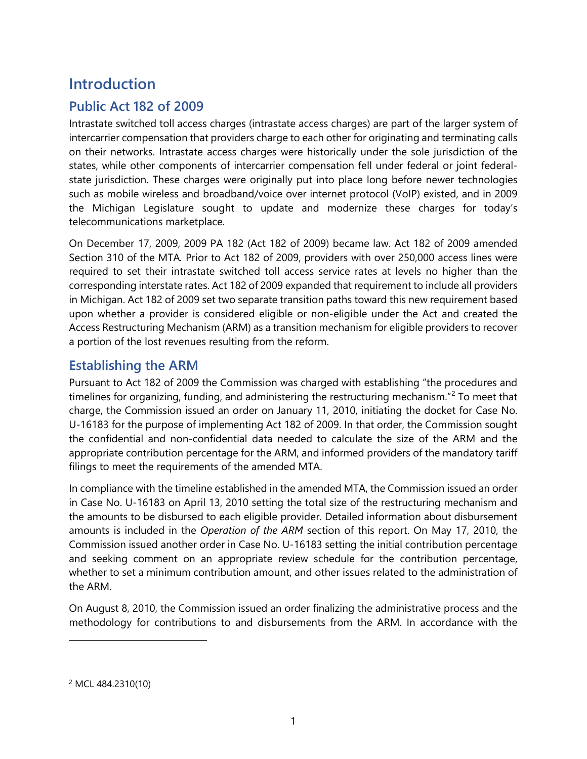# Introduction

## Public Act 182 of 2009

Intrastate switched toll access charges (intrastate access charges) are part of the larger system of intercarrier compensation that providers charge to each other for originating and terminating calls on their networks. Intrastate access charges were historically under the sole jurisdiction of the states, while other components of intercarrier compensation fell under federal or joint federal-state jurisdiction. These charges were originally put into place long before newer technologies such as mobile wireless and broadband/voice over internet protocol (VoIP) existed, and in 2009 the Michigan Legislature sought to update and modernize these charges for today's telecommunications marketplace.

On December 17, 2009, 2009 PA 182 (Act 182 of 2009) became law. Act 182 of 2009 amended Section 310 of the MTA. Prior to Act 182 of 2009, providers with over 250,000 access lines were required to set their intrastate switched toll access service rates at levels no higher than the corresponding interstate rates. Act 182 of 2009 expanded that requirement to include all providers in Michigan. Act 182 of 2009 set two separate transition paths toward this new requirement based upon whether a provider is considered eligible or non-eligible under the Act and created the Access Restructuring Mechanism (ARM) as a transition mechanism for eligible providers to recover a portion of the lost revenues resulting from the reform.

## Establishing the ARM

Pursuant to Act 182 of 2009 the Commission was charged with establishing "the procedures and timelines for organizing, funding, and administering the restructuring mechanism."[2] To meet that charge, the Commission issued an order on January 11, 2010, initiating the docket for Case No. U-16183 for the purpose of implementing Act 182 of 2009. In that order, the Commission sought the confidential and non-confidential data needed to calculate the size of the ARM and the appropriate contribution percentage for the ARM, and informed providers of the mandatory tariff filings to meet the requirements of the amended MTA.

In compliance with the timeline established in the amended MTA, the Commission issued an order in Case No. U-16183 on April 13, 2010 setting the total size of the restructuring mechanism and the amounts to be disbursed to each eligible provider. Detailed information about disbursement amounts is included in the *Operation of the ARM* section of this report. On May 17, 2010, the Commission issued another order in Case No. U-16183 setting the initial contribution percentage and seeking comment on an appropriate review schedule for the contribution percentage, whether to set a minimum contribution amount, and other issues related to the administration of the ARM.

On August 8, 2010, the Commission issued an order finalizing the administrative process and the methodology for contributions to and disbursements from the ARM. In accordance with the

[2] MCL 484.2310(10)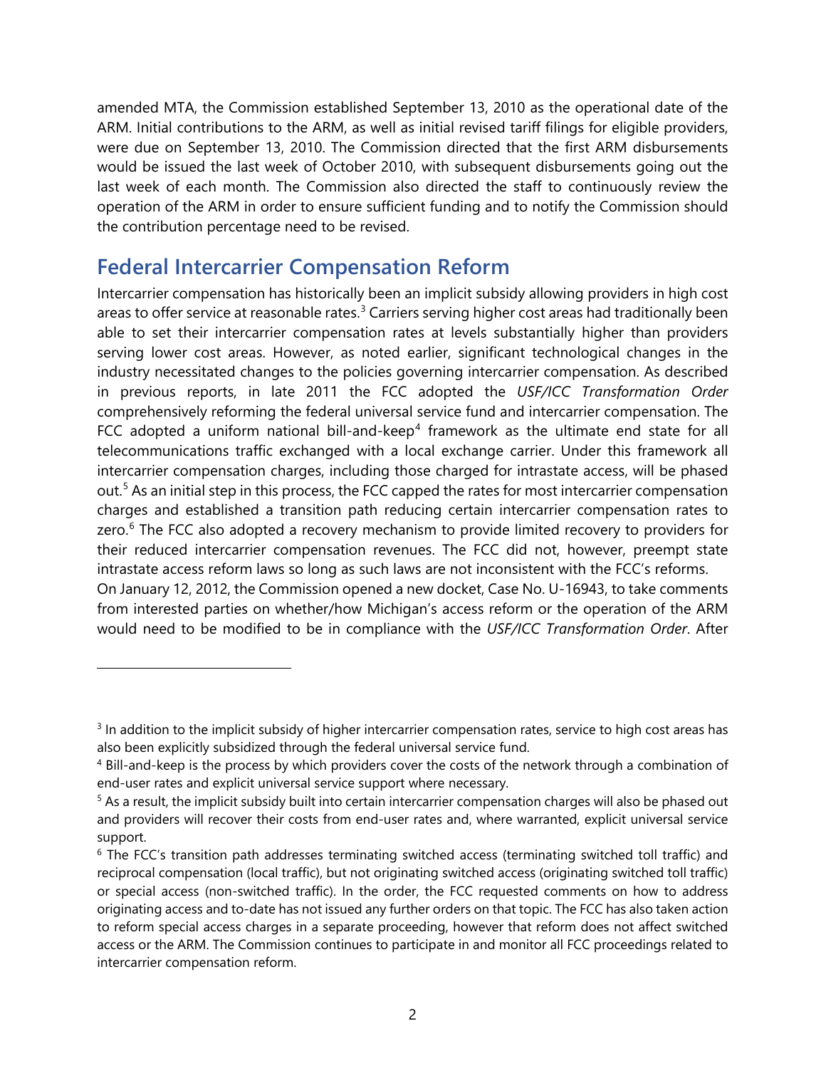amended MTA, the Commission established September 13, 2010 as the operational date of the ARM. Initial contributions to the ARM, as well as initial revised tariff filings for eligible providers, were due on September 13, 2010. The Commission directed that the first ARM disbursements would be issued the last week of October 2010, with subsequent disbursements going out the last week of each month. The Commission also directed the staff to continuously review the operation of the ARM in order to ensure sufficient funding and to notify the Commission should the contribution percentage need to be revised.

## Federal Intercarrier Compensation Reform

Intercarrier compensation has historically been an implicit subsidy allowing providers in high cost areas to offer service at reasonable rates.[3] Carriers serving higher cost areas had traditionally been able to set their intercarrier compensation rates at levels substantially higher than providers serving lower cost areas. However, as noted earlier, significant technological changes in the industry necessitated changes to the policies governing intercarrier compensation. As described in previous reports, in late 2011 the FCC adopted the *USF/ICC Transformation Order* comprehensively reforming the federal universal service fund and intercarrier compensation. The FCC adopted a uniform national bill-and-keep[4] framework as the ultimate end state for all telecommunications traffic exchanged with a local exchange carrier. Under this framework all intercarrier compensation charges, including those charged for intrastate access, will be phased out.[5] As an initial step in this process, the FCC capped the rates for most intercarrier compensation charges and established a transition path reducing certain intercarrier compensation rates to zero.[6] The FCC also adopted a recovery mechanism to provide limited recovery to providers for their reduced intercarrier compensation revenues. The FCC did not, however, preempt state intrastate access reform laws so long as such laws are not inconsistent with the FCC's reforms.

On January 12, 2012, the Commission opened a new docket, Case No. U-16943, to take comments from interested parties on whether/how Michigan's access reform or the operation of the ARM would need to be modified to be in compliance with the *USF/ICC Transformation Order*. After

---

[3] In addition to the implicit subsidy of higher intercarrier compensation rates, service to high cost areas has also been explicitly subsidized through the federal universal service fund.

[4] Bill-and-keep is the process by which providers cover the costs of the network through a combination of end-user rates and explicit universal service support where necessary.

[5] As a result, the implicit subsidy built into certain intercarrier compensation charges will also be phased out and providers will recover their costs from end-user rates and, where warranted, explicit universal service support.

[6] The FCC's transition path addresses terminating switched access (terminating switched toll traffic) and reciprocal compensation (local traffic), but not originating switched access (originating switched toll traffic) or special access (non-switched traffic). In the order, the FCC requested comments on how to address originating access and to-date has not issued any further orders on that topic. The FCC has also taken action to reform special access charges in a separate proceeding, however that reform does not affect switched access or the ARM. The Commission continues to participate in and monitor all FCC proceedings related to intercarrier compensation reform.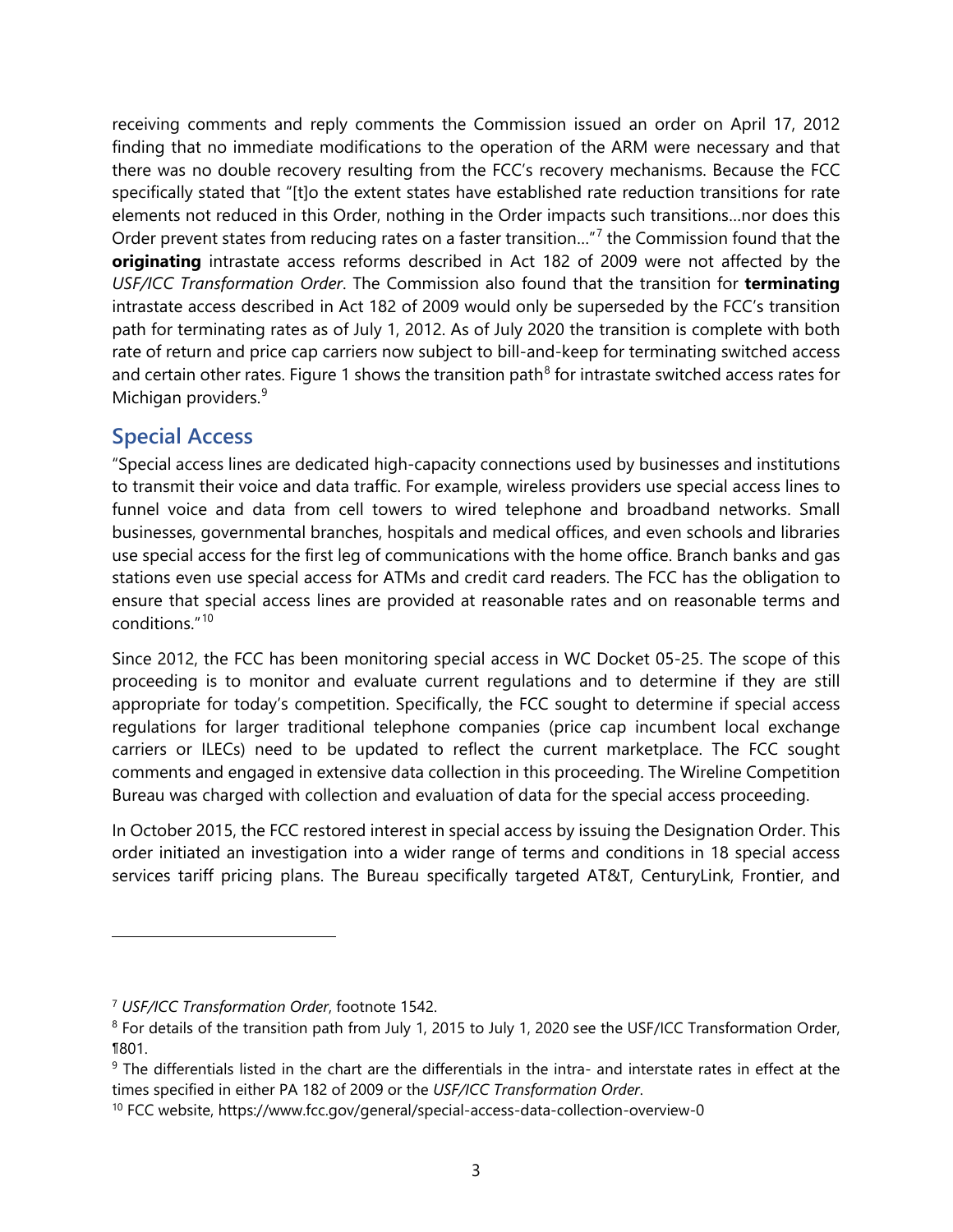receiving comments and reply comments the Commission issued an order on April 17, 2012 finding that no immediate modifications to the operation of the ARM were necessary and that there was no double recovery resulting from the FCC's recovery mechanisms. Because the FCC specifically stated that "[t]o the extent states have established rate reduction transitions for rate elements not reduced in this Order, nothing in the Order impacts such transitions…nor does this Order prevent states from reducing rates on a faster transition…"[7] the Commission found that the **originating** intrastate access reforms described in Act 182 of 2009 were not affected by the *USF/ICC Transformation Order*. The Commission also found that the transition for **terminating** intrastate access described in Act 182 of 2009 would only be superseded by the FCC's transition path for terminating rates as of July 1, 2012. As of July 2020 the transition is complete with both rate of return and price cap carriers now subject to bill-and-keep for terminating switched access and certain other rates. Figure 1 shows the transition path[8] for intrastate switched access rates for Michigan providers.[9]

## Special Access

"Special access lines are dedicated high-capacity connections used by businesses and institutions to transmit their voice and data traffic. For example, wireless providers use special access lines to funnel voice and data from cell towers to wired telephone and broadband networks. Small businesses, governmental branches, hospitals and medical offices, and even schools and libraries use special access for the first leg of communications with the home office. Branch banks and gas stations even use special access for ATMs and credit card readers. The FCC has the obligation to ensure that special access lines are provided at reasonable rates and on reasonable terms and conditions."[10]

Since 2012, the FCC has been monitoring special access in WC Docket 05-25. The scope of this proceeding is to monitor and evaluate current regulations and to determine if they are still appropriate for today's competition. Specifically, the FCC sought to determine if special access regulations for larger traditional telephone companies (price cap incumbent local exchange carriers or ILECs) need to be updated to reflect the current marketplace. The FCC sought comments and engaged in extensive data collection in this proceeding. The Wireline Competition Bureau was charged with collection and evaluation of data for the special access proceeding.

In October 2015, the FCC restored interest in special access by issuing the Designation Order. This order initiated an investigation into a wider range of terms and conditions in 18 special access services tariff pricing plans. The Bureau specifically targeted AT&T, CenturyLink, Frontier, and

---

[7] *USF/ICC Transformation Order*, footnote 1542.

[8] For details of the transition path from July 1, 2015 to July 1, 2020 see the USF/ICC Transformation Order, ¶801.

[9] The differentials listed in the chart are the differentials in the intra- and interstate rates in effect at the times specified in either PA 182 of 2009 or the *USF/ICC Transformation Order*.

[10] FCC website, https://www.fcc.gov/general/special-access-data-collection-overview-0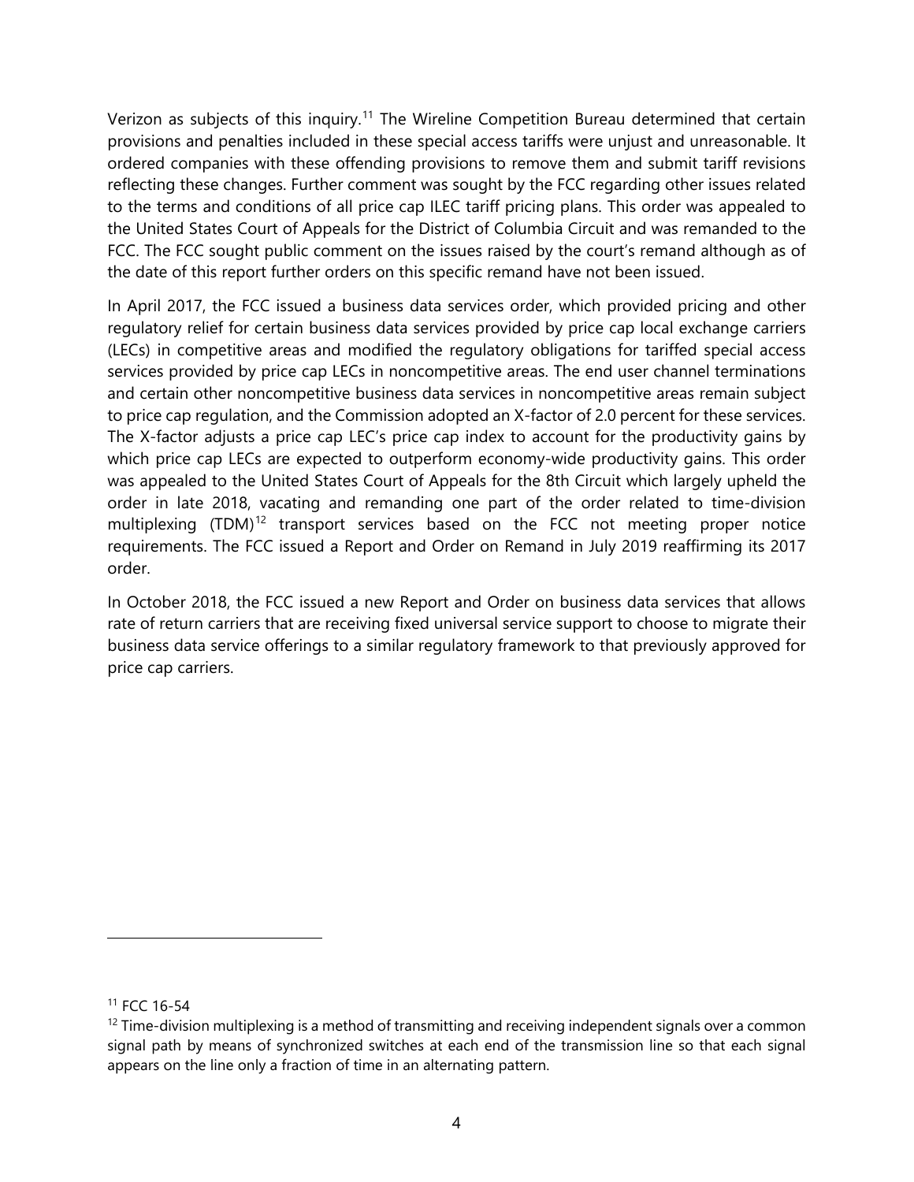Verizon as subjects of this inquiry.[11] The Wireline Competition Bureau determined that certain provisions and penalties included in these special access tariffs were unjust and unreasonable. It ordered companies with these offending provisions to remove them and submit tariff revisions reflecting these changes. Further comment was sought by the FCC regarding other issues related to the terms and conditions of all price cap ILEC tariff pricing plans. This order was appealed to the United States Court of Appeals for the District of Columbia Circuit and was remanded to the FCC. The FCC sought public comment on the issues raised by the court's remand although as of the date of this report further orders on this specific remand have not been issued.

In April 2017, the FCC issued a business data services order, which provided pricing and other regulatory relief for certain business data services provided by price cap local exchange carriers (LECs) in competitive areas and modified the regulatory obligations for tariffed special access services provided by price cap LECs in noncompetitive areas. The end user channel terminations and certain other noncompetitive business data services in noncompetitive areas remain subject to price cap regulation, and the Commission adopted an X-factor of 2.0 percent for these services. The X-factor adjusts a price cap LEC's price cap index to account for the productivity gains by which price cap LECs are expected to outperform economy-wide productivity gains. This order was appealed to the United States Court of Appeals for the 8th Circuit which largely upheld the order in late 2018, vacating and remanding one part of the order related to time-division multiplexing (TDM)[12] transport services based on the FCC not meeting proper notice requirements. The FCC issued a Report and Order on Remand in July 2019 reaffirming its 2017 order.

In October 2018, the FCC issued a new Report and Order on business data services that allows rate of return carriers that are receiving fixed universal service support to choose to migrate their business data service offerings to a similar regulatory framework to that previously approved for price cap carriers.

---

[11] FCC 16-54

[12] Time-division multiplexing is a method of transmitting and receiving independent signals over a common signal path by means of synchronized switches at each end of the transmission line so that each signal appears on the line only a fraction of time in an alternating pattern.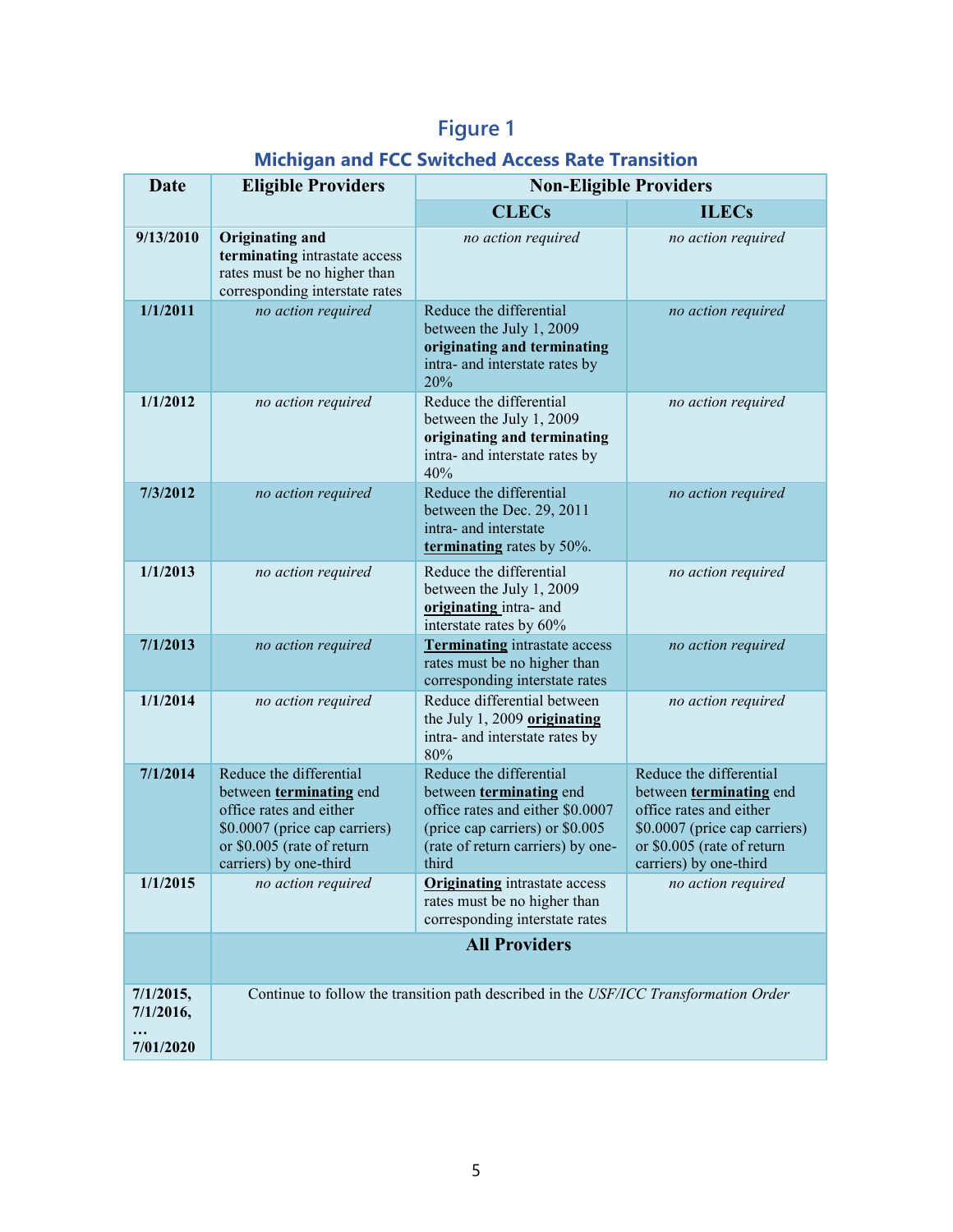## Figure 1

### Michigan and FCC Switched Access Rate Transition

| Date | Eligible Providers | Non-Eligible Providers | |
|---|---|---|---|
| | | **CLECs** | **ILECs** |
| **9/13/2010** | **Originating and terminating** intrastate access rates must be no higher than corresponding interstate rates | *no action required* | *no action required* |
| **1/1/2011** | *no action required* | Reduce the differential between the July 1, 2009 **originating and terminating** intra- and interstate rates by 20% | *no action required* |
| **1/1/2012** | *no action required* | Reduce the differential between the July 1, 2009 **originating and terminating** intra- and interstate rates by 40% | *no action required* |
| **7/3/2012** | *no action required* | Reduce the differential between the Dec. 29, 2011 intra- and interstate **terminating** rates by 50%. | *no action required* |
| **1/1/2013** | *no action required* | Reduce the differential between the July 1, 2009 **originating** intra- and interstate rates by 60% | *no action required* |
| **7/1/2013** | *no action required* | **Terminating** intrastate access rates must be no higher than corresponding interstate rates | *no action required* |
| **1/1/2014** | *no action required* | Reduce differential between the July 1, 2009 **originating** intra- and interstate rates by 80% | *no action required* |
| **7/1/2014** | Reduce the differential between **terminating** end office rates and either $0.0007 (price cap carriers) or $0.005 (rate of return carriers) by one-third | Reduce the differential between **terminating** end office rates and either $0.0007 (price cap carriers) or $0.005 (rate of return carriers) by one-third | Reduce the differential between **terminating** end office rates and either $0.0007 (price cap carriers) or $0.005 (rate of return carriers) by one-third |
| **1/1/2015** | *no action required* | **Originating** intrastate access rates must be no higher than corresponding interstate rates | *no action required* |
| | **All Providers** | | |
| **7/1/2015, 7/1/2016, … 7/01/2020** | Continue to follow the transition path described in the *USF/ICC Transformation Order* | | |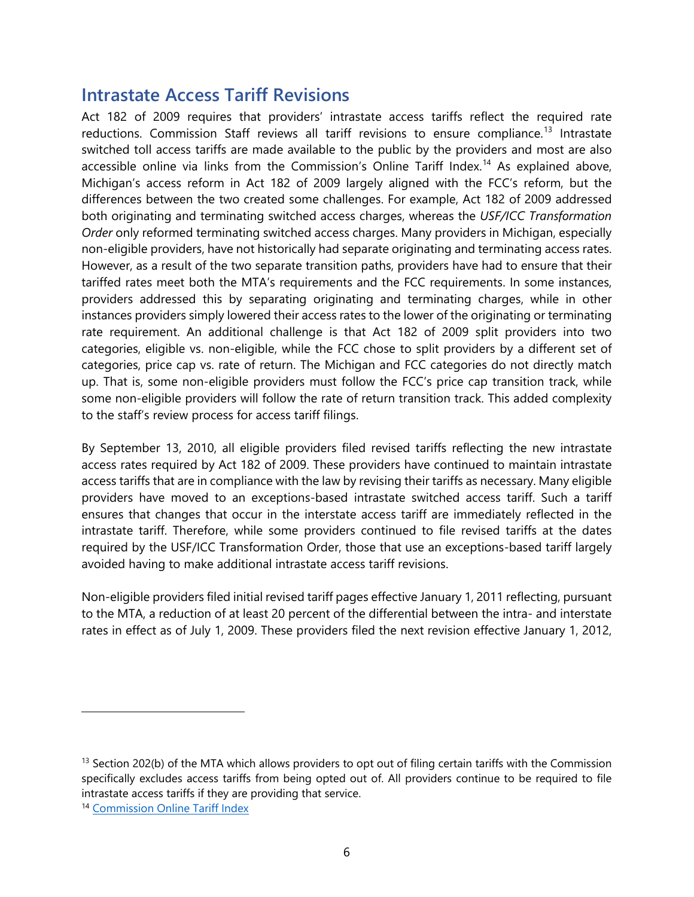## Intrastate Access Tariff Revisions

Act 182 of 2009 requires that providers' intrastate access tariffs reflect the required rate reductions. Commission Staff reviews all tariff revisions to ensure compliance.[13] Intrastate switched toll access tariffs are made available to the public by the providers and most are also accessible online via links from the Commission's Online Tariff Index.[14] As explained above, Michigan's access reform in Act 182 of 2009 largely aligned with the FCC's reform, but the differences between the two created some challenges. For example, Act 182 of 2009 addressed both originating and terminating switched access charges, whereas the *USF/ICC Transformation Order* only reformed terminating switched access charges. Many providers in Michigan, especially non-eligible providers, have not historically had separate originating and terminating access rates. However, as a result of the two separate transition paths, providers have had to ensure that their tariffed rates meet both the MTA's requirements and the FCC requirements. In some instances, providers addressed this by separating originating and terminating charges, while in other instances providers simply lowered their access rates to the lower of the originating or terminating rate requirement. An additional challenge is that Act 182 of 2009 split providers into two categories, eligible vs. non-eligible, while the FCC chose to split providers by a different set of categories, price cap vs. rate of return. The Michigan and FCC categories do not directly match up. That is, some non-eligible providers must follow the FCC's price cap transition track, while some non-eligible providers will follow the rate of return transition track. This added complexity to the staff's review process for access tariff filings.

By September 13, 2010, all eligible providers filed revised tariffs reflecting the new intrastate access rates required by Act 182 of 2009. These providers have continued to maintain intrastate access tariffs that are in compliance with the law by revising their tariffs as necessary. Many eligible providers have moved to an exceptions-based intrastate switched access tariff. Such a tariff ensures that changes that occur in the interstate access tariff are immediately reflected in the intrastate tariff. Therefore, while some providers continued to file revised tariffs at the dates required by the USF/ICC Transformation Order, those that use an exceptions-based tariff largely avoided having to make additional intrastate access tariff revisions.

Non-eligible providers filed initial revised tariff pages effective January 1, 2011 reflecting, pursuant to the MTA, a reduction of at least 20 percent of the differential between the intra- and interstate rates in effect as of July 1, 2009. These providers filed the next revision effective January 1, 2012,

---

[13] Section 202(b) of the MTA which allows providers to opt out of filing certain tariffs with the Commission specifically excludes access tariffs from being opted out of. All providers continue to be required to file intrastate access tariffs if they are providing that service.

[14] Commission Online Tariff Index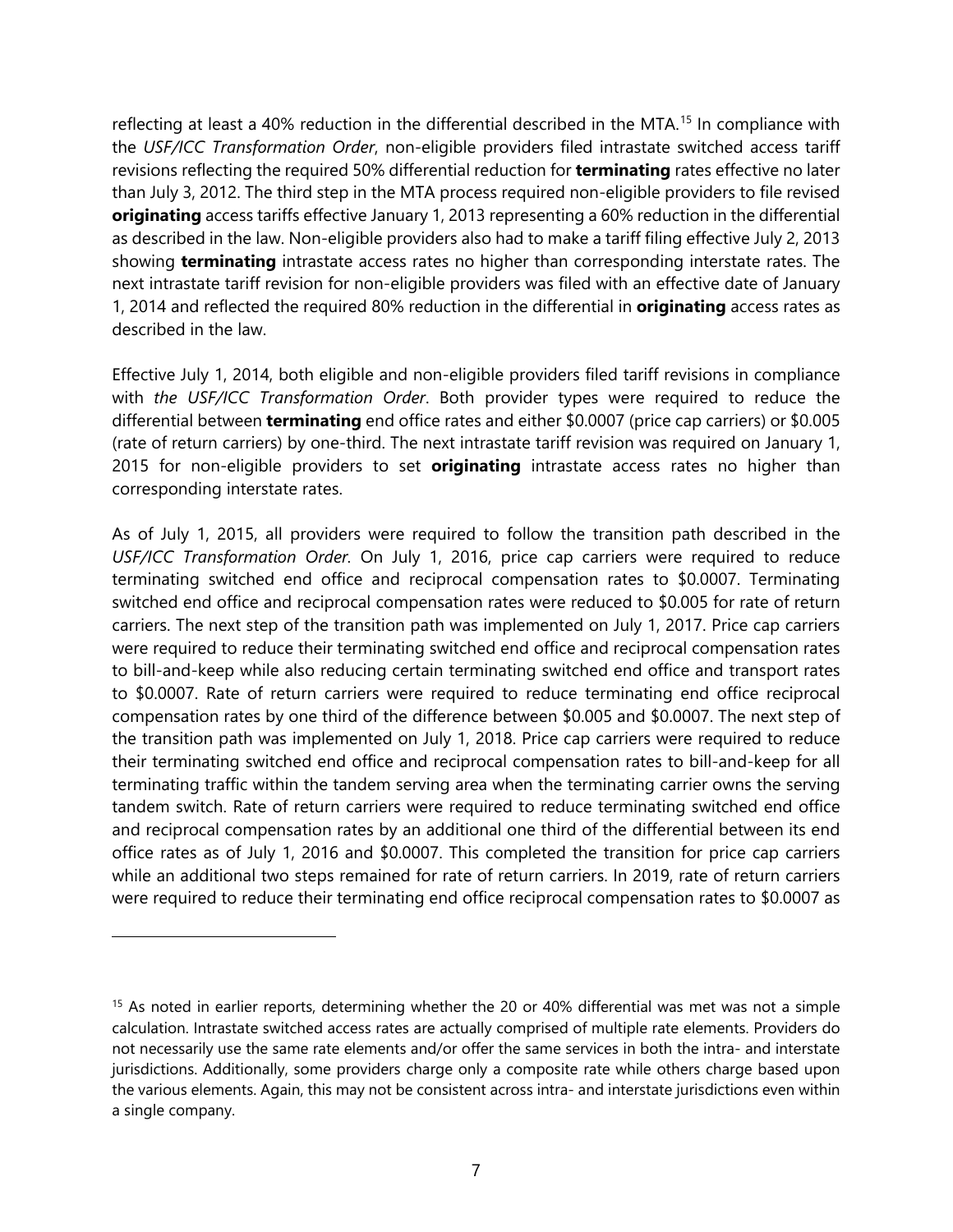reflecting at least a 40% reduction in the differential described in the MTA.[15] In compliance with the *USF/ICC Transformation Order*, non-eligible providers filed intrastate switched access tariff revisions reflecting the required 50% differential reduction for **terminating** rates effective no later than July 3, 2012. The third step in the MTA process required non-eligible providers to file revised **originating** access tariffs effective January 1, 2013 representing a 60% reduction in the differential as described in the law. Non-eligible providers also had to make a tariff filing effective July 2, 2013 showing **terminating** intrastate access rates no higher than corresponding interstate rates. The next intrastate tariff revision for non-eligible providers was filed with an effective date of January 1, 2014 and reflected the required 80% reduction in the differential in **originating** access rates as described in the law.

Effective July 1, 2014, both eligible and non-eligible providers filed tariff revisions in compliance with *the USF/ICC Transformation Order*. Both provider types were required to reduce the differential between **terminating** end office rates and either $0.0007 (price cap carriers) or $0.005 (rate of return carriers) by one-third. The next intrastate tariff revision was required on January 1, 2015 for non-eligible providers to set **originating** intrastate access rates no higher than corresponding interstate rates.

As of July 1, 2015, all providers were required to follow the transition path described in the *USF/ICC Transformation Order*. On July 1, 2016, price cap carriers were required to reduce terminating switched end office and reciprocal compensation rates to $0.0007. Terminating switched end office and reciprocal compensation rates were reduced to $0.005 for rate of return carriers. The next step of the transition path was implemented on July 1, 2017. Price cap carriers were required to reduce their terminating switched end office and reciprocal compensation rates to bill-and-keep while also reducing certain terminating switched end office and transport rates to $0.0007. Rate of return carriers were required to reduce terminating end office reciprocal compensation rates by one third of the difference between $0.005 and $0.0007. The next step of the transition path was implemented on July 1, 2018. Price cap carriers were required to reduce their terminating switched end office and reciprocal compensation rates to bill-and-keep for all terminating traffic within the tandem serving area when the terminating carrier owns the serving tandem switch. Rate of return carriers were required to reduce terminating switched end office and reciprocal compensation rates by an additional one third of the differential between its end office rates as of July 1, 2016 and $0.0007. This completed the transition for price cap carriers while an additional two steps remained for rate of return carriers. In 2019, rate of return carriers were required to reduce their terminating end office reciprocal compensation rates to $0.0007 as

---

[15] As noted in earlier reports, determining whether the 20 or 40% differential was met was not a simple calculation. Intrastate switched access rates are actually comprised of multiple rate elements. Providers do not necessarily use the same rate elements and/or offer the same services in both the intra- and interstate jurisdictions. Additionally, some providers charge only a composite rate while others charge based upon the various elements. Again, this may not be consistent across intra- and interstate jurisdictions even within a single company.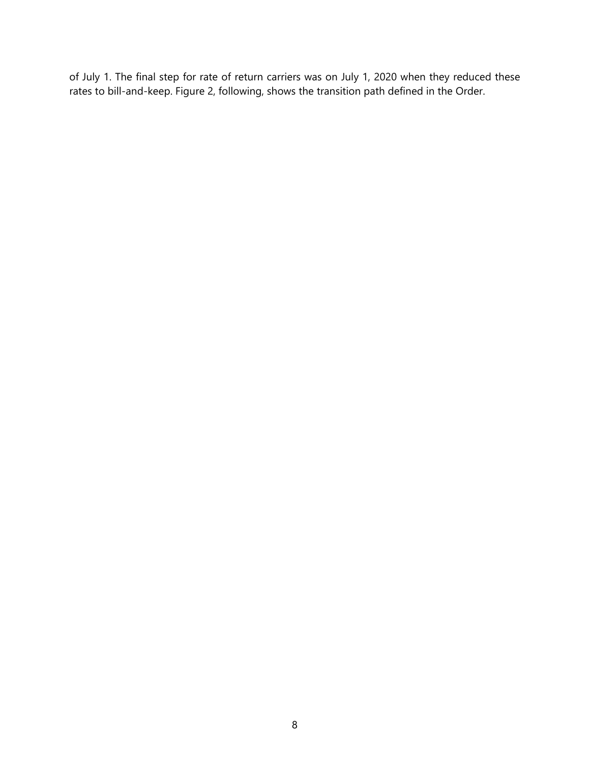of July 1. The final step for rate of return carriers was on July 1, 2020 when they reduced these rates to bill-and-keep. Figure 2, following, shows the transition path defined in the Order.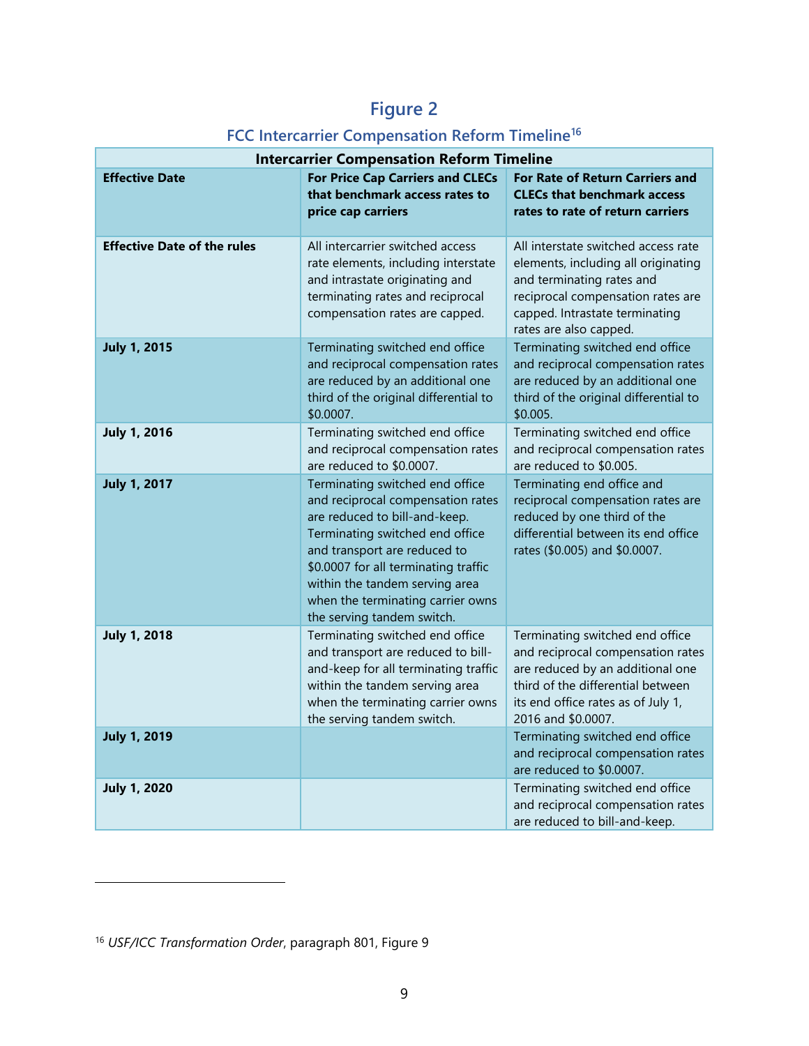## Figure 2

### FCC Intercarrier Compensation Reform Timeline[16]

| Intercarrier Compensation Reform Timeline | | |
|---|---|---|
| **Effective Date** | **For Price Cap Carriers and CLECs that benchmark access rates to price cap carriers** | **For Rate of Return Carriers and CLECs that benchmark access rates to rate of return carriers** |
| **Effective Date of the rules** | All intercarrier switched access rate elements, including interstate and intrastate originating and terminating rates and reciprocal compensation rates are capped. | All interstate switched access rate elements, including all originating and terminating rates and reciprocal compensation rates are capped. Intrastate terminating rates are also capped. |
| **July 1, 2015** | Terminating switched end office and reciprocal compensation rates are reduced by an additional one third of the original differential to $0.0007. | Terminating switched end office and reciprocal compensation rates are reduced by an additional one third of the original differential to $0.005. |
| **July 1, 2016** | Terminating switched end office and reciprocal compensation rates are reduced to $0.0007. | Terminating switched end office and reciprocal compensation rates are reduced to $0.005. |
| **July 1, 2017** | Terminating switched end office and reciprocal compensation rates are reduced to bill-and-keep. Terminating switched end office and transport are reduced to $0.0007 for all terminating traffic within the tandem serving area when the terminating carrier owns the serving tandem switch. | Terminating end office and reciprocal compensation rates are reduced by one third of the differential between its end office rates ($0.005) and $0.0007. |
| **July 1, 2018** | Terminating switched end office and transport are reduced to bill-and-keep for all terminating traffic within the tandem serving area when the terminating carrier owns the serving tandem switch. | Terminating switched end office and reciprocal compensation rates are reduced by an additional one third of the differential between its end office rates as of July 1, 2016 and $0.0007. |
| **July 1, 2019** | | Terminating switched end office and reciprocal compensation rates are reduced to $0.0007. |
| **July 1, 2020** | | Terminating switched end office and reciprocal compensation rates are reduced to bill-and-keep. |

---

[16] *USF/ICC Transformation Order*, paragraph 801, Figure 9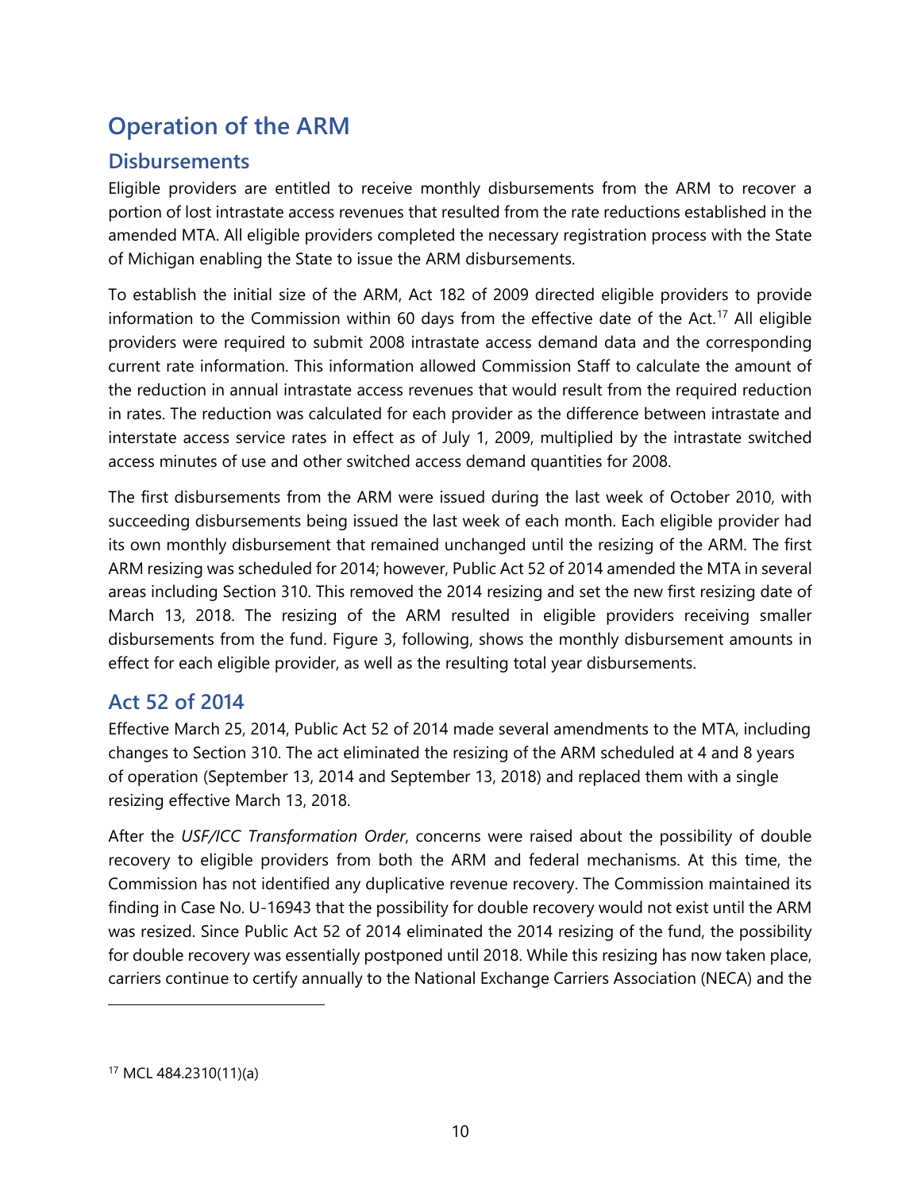# Operation of the ARM

## Disbursements

Eligible providers are entitled to receive monthly disbursements from the ARM to recover a portion of lost intrastate access revenues that resulted from the rate reductions established in the amended MTA. All eligible providers completed the necessary registration process with the State of Michigan enabling the State to issue the ARM disbursements.

To establish the initial size of the ARM, Act 182 of 2009 directed eligible providers to provide information to the Commission within 60 days from the effective date of the Act.[17] All eligible providers were required to submit 2008 intrastate access demand data and the corresponding current rate information. This information allowed Commission Staff to calculate the amount of the reduction in annual intrastate access revenues that would result from the required reduction in rates. The reduction was calculated for each provider as the difference between intrastate and interstate access service rates in effect as of July 1, 2009, multiplied by the intrastate switched access minutes of use and other switched access demand quantities for 2008.

The first disbursements from the ARM were issued during the last week of October 2010, with succeeding disbursements being issued the last week of each month. Each eligible provider had its own monthly disbursement that remained unchanged until the resizing of the ARM. The first ARM resizing was scheduled for 2014; however, Public Act 52 of 2014 amended the MTA in several areas including Section 310. This removed the 2014 resizing and set the new first resizing date of March 13, 2018. The resizing of the ARM resulted in eligible providers receiving smaller disbursements from the fund. Figure 3, following, shows the monthly disbursement amounts in effect for each eligible provider, as well as the resulting total year disbursements.

## Act 52 of 2014

Effective March 25, 2014, Public Act 52 of 2014 made several amendments to the MTA, including changes to Section 310. The act eliminated the resizing of the ARM scheduled at 4 and 8 years of operation (September 13, 2014 and September 13, 2018) and replaced them with a single resizing effective March 13, 2018.

After the *USF/ICC Transformation Order*, concerns were raised about the possibility of double recovery to eligible providers from both the ARM and federal mechanisms. At this time, the Commission has not identified any duplicative revenue recovery. The Commission maintained its finding in Case No. U-16943 that the possibility for double recovery would not exist until the ARM was resized. Since Public Act 52 of 2014 eliminated the 2014 resizing of the fund, the possibility for double recovery was essentially postponed until 2018. While this resizing has now taken place, carriers continue to certify annually to the National Exchange Carriers Association (NECA) and the

[17] MCL 484.2310(11)(a)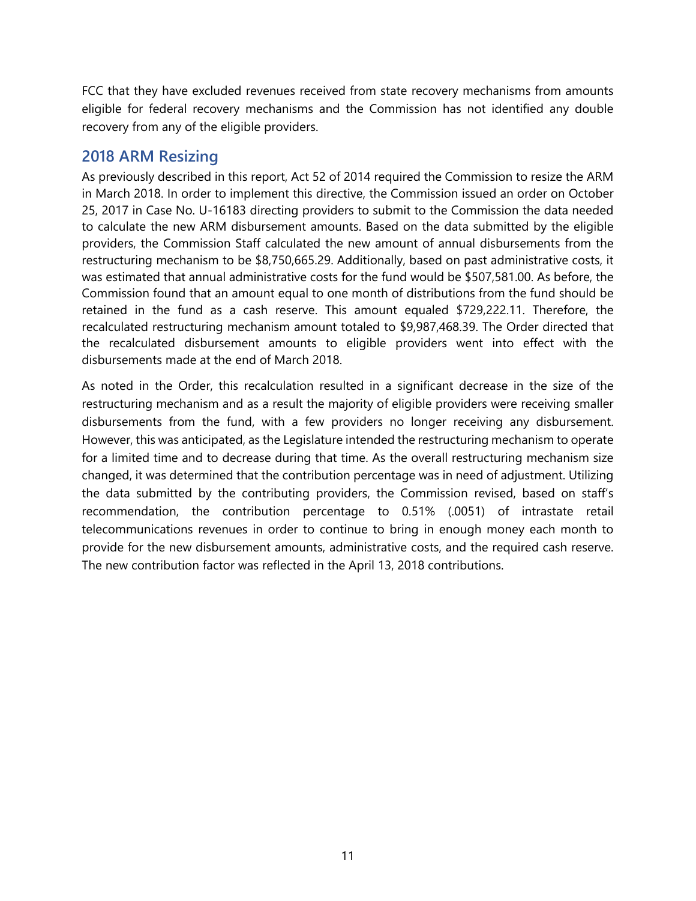FCC that they have excluded revenues received from state recovery mechanisms from amounts eligible for federal recovery mechanisms and the Commission has not identified any double recovery from any of the eligible providers.

## 2018 ARM Resizing

As previously described in this report, Act 52 of 2014 required the Commission to resize the ARM in March 2018. In order to implement this directive, the Commission issued an order on October 25, 2017 in Case No. U-16183 directing providers to submit to the Commission the data needed to calculate the new ARM disbursement amounts. Based on the data submitted by the eligible providers, the Commission Staff calculated the new amount of annual disbursements from the restructuring mechanism to be $8,750,665.29. Additionally, based on past administrative costs, it was estimated that annual administrative costs for the fund would be $507,581.00. As before, the Commission found that an amount equal to one month of distributions from the fund should be retained in the fund as a cash reserve. This amount equaled $729,222.11. Therefore, the recalculated restructuring mechanism amount totaled to $9,987,468.39. The Order directed that the recalculated disbursement amounts to eligible providers went into effect with the disbursements made at the end of March 2018.

As noted in the Order, this recalculation resulted in a significant decrease in the size of the restructuring mechanism and as a result the majority of eligible providers were receiving smaller disbursements from the fund, with a few providers no longer receiving any disbursement. However, this was anticipated, as the Legislature intended the restructuring mechanism to operate for a limited time and to decrease during that time. As the overall restructuring mechanism size changed, it was determined that the contribution percentage was in need of adjustment. Utilizing the data submitted by the contributing providers, the Commission revised, based on staff's recommendation, the contribution percentage to 0.51% (.0051) of intrastate retail telecommunications revenues in order to continue to bring in enough money each month to provide for the new disbursement amounts, administrative costs, and the required cash reserve. The new contribution factor was reflected in the April 13, 2018 contributions.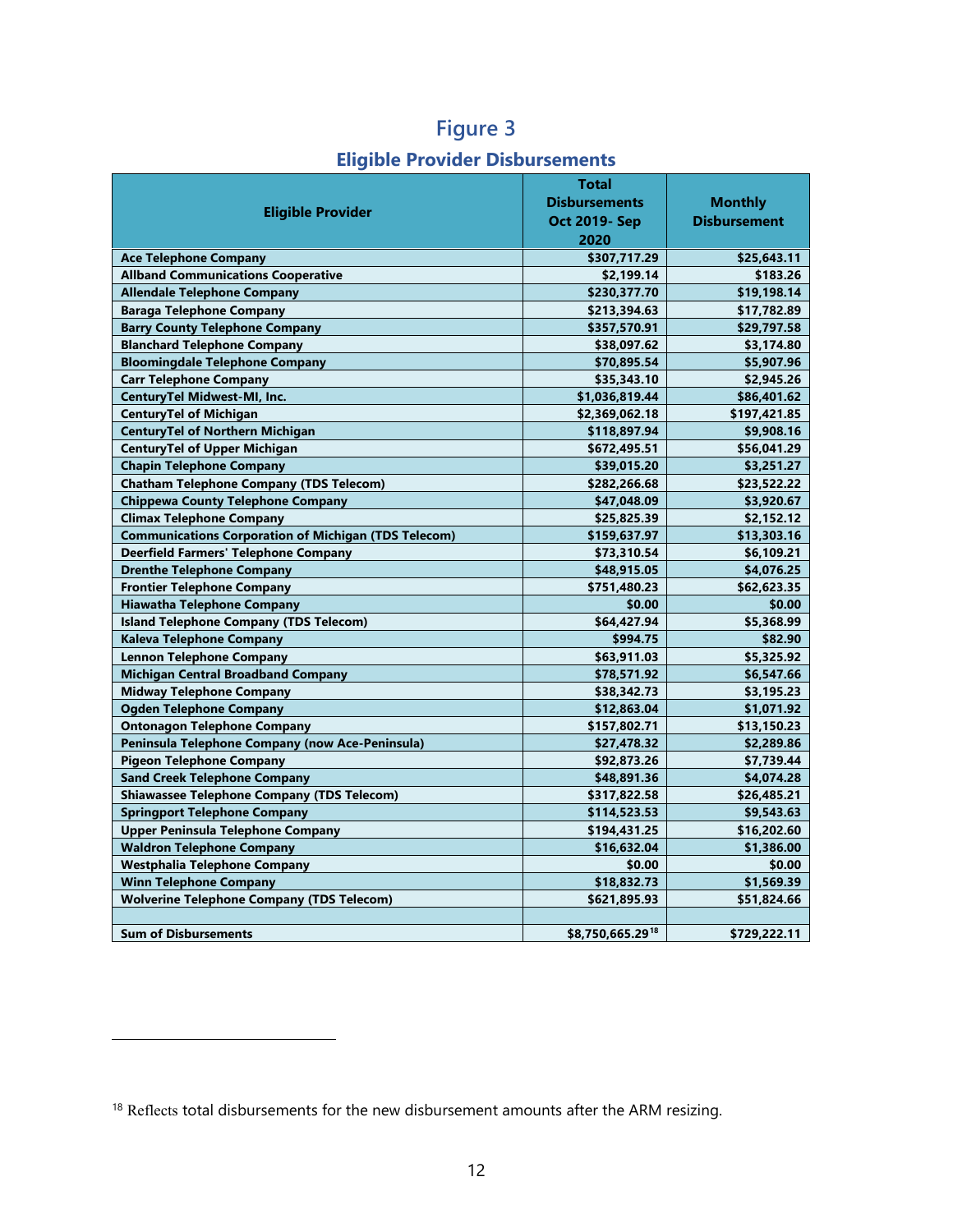## Figure 3

### Eligible Provider Disbursements

| Eligible Provider | Total Disbursements Oct 2019- Sep 2020 | Monthly Disbursement |
|---|---|---|
| **Ace Telephone Company** | $307,717.29 | $25,643.11 |
| **Allband Communications Cooperative** | $2,199.14 | $183.26 |
| **Allendale Telephone Company** | $230,377.70 | $19,198.14 |
| **Baraga Telephone Company** | $213,394.63 | $17,782.89 |
| **Barry County Telephone Company** | $357,570.91 | $29,797.58 |
| **Blanchard Telephone Company** | $38,097.62 | $3,174.80 |
| **Bloomingdale Telephone Company** | $70,895.54 | $5,907.96 |
| **Carr Telephone Company** | $35,343.10 | $2,945.26 |
| **CenturyTel Midwest-MI, Inc.** | $1,036,819.44 | $86,401.62 |
| **CenturyTel of Michigan** | $2,369,062.18 | $197,421.85 |
| **CenturyTel of Northern Michigan** | $118,897.94 | $9,908.16 |
| **CenturyTel of Upper Michigan** | $672,495.51 | $56,041.29 |
| **Chapin Telephone Company** | $39,015.20 | $3,251.27 |
| **Chatham Telephone Company (TDS Telecom)** | $282,266.68 | $23,522.22 |
| **Chippewa County Telephone Company** | $47,048.09 | $3,920.67 |
| **Climax Telephone Company** | $25,825.39 | $2,152.12 |
| **Communications Corporation of Michigan (TDS Telecom)** | $159,637.97 | $13,303.16 |
| **Deerfield Farmers' Telephone Company** | $73,310.54 | $6,109.21 |
| **Drenthe Telephone Company** | $48,915.05 | $4,076.25 |
| **Frontier Telephone Company** | $751,480.23 | $62,623.35 |
| **Hiawatha Telephone Company** | $0.00 | $0.00 |
| **Island Telephone Company (TDS Telecom)** | $64,427.94 | $5,368.99 |
| **Kaleva Telephone Company** | $994.75 | $82.90 |
| **Lennon Telephone Company** | $63,911.03 | $5,325.92 |
| **Michigan Central Broadband Company** | $78,571.92 | $6,547.66 |
| **Midway Telephone Company** | $38,342.73 | $3,195.23 |
| **Ogden Telephone Company** | $12,863.04 | $1,071.92 |
| **Ontonagon Telephone Company** | $157,802.71 | $13,150.23 |
| **Peninsula Telephone Company (now Ace-Peninsula)** | $27,478.32 | $2,289.86 |
| **Pigeon Telephone Company** | $92,873.26 | $7,739.44 |
| **Sand Creek Telephone Company** | $48,891.36 | $4,074.28 |
| **Shiawassee Telephone Company (TDS Telecom)** | $317,822.58 | $26,485.21 |
| **Springport Telephone Company** | $114,523.53 | $9,543.63 |
| **Upper Peninsula Telephone Company** | $194,431.25 | $16,202.60 |
| **Waldron Telephone Company** | $16,632.04 | $1,386.00 |
| **Westphalia Telephone Company** | $0.00 | $0.00 |
| **Winn Telephone Company** | $18,832.73 | $1,569.39 |
| **Wolverine Telephone Company (TDS Telecom)** | $621,895.93 | $51,824.66 |
| | | |
| **Sum of Disbursements** | $8,750,665.29[18] | $729,222.11 |

[18] Reflects total disbursements for the new disbursement amounts after the ARM resizing.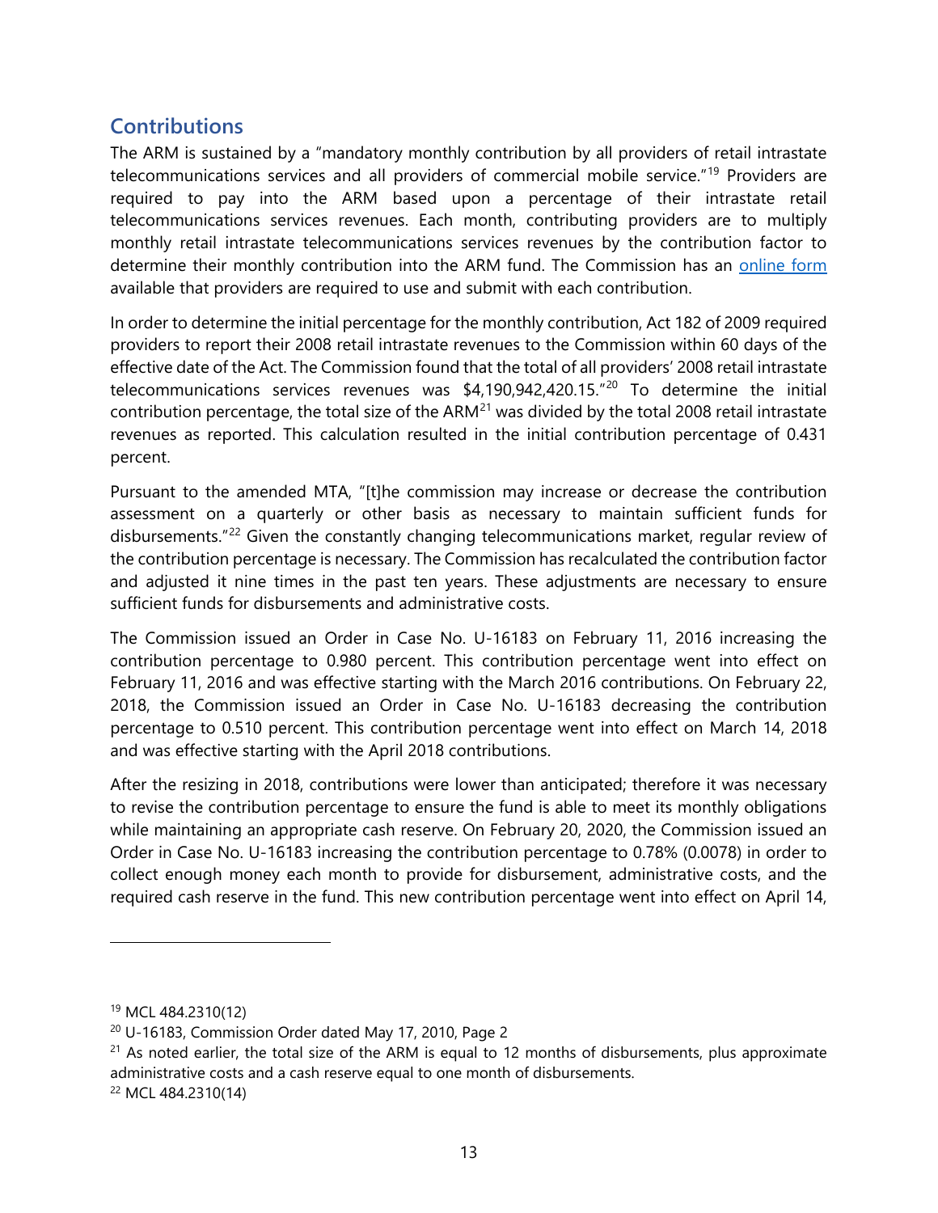## Contributions

The ARM is sustained by a "mandatory monthly contribution by all providers of retail intrastate telecommunications services and all providers of commercial mobile service."[19] Providers are required to pay into the ARM based upon a percentage of their intrastate retail telecommunications services revenues. Each month, contributing providers are to multiply monthly retail intrastate telecommunications services revenues by the contribution factor to determine their monthly contribution into the ARM fund. The Commission has an online form available that providers are required to use and submit with each contribution.

In order to determine the initial percentage for the monthly contribution, Act 182 of 2009 required providers to report their 2008 retail intrastate revenues to the Commission within 60 days of the effective date of the Act. The Commission found that the total of all providers' 2008 retail intrastate telecommunications services revenues was $4,190,942,420.15."[20] To determine the initial contribution percentage, the total size of the ARM[21] was divided by the total 2008 retail intrastate revenues as reported. This calculation resulted in the initial contribution percentage of 0.431 percent.

Pursuant to the amended MTA, "[t]he commission may increase or decrease the contribution assessment on a quarterly or other basis as necessary to maintain sufficient funds for disbursements."[22] Given the constantly changing telecommunications market, regular review of the contribution percentage is necessary. The Commission has recalculated the contribution factor and adjusted it nine times in the past ten years. These adjustments are necessary to ensure sufficient funds for disbursements and administrative costs.

The Commission issued an Order in Case No. U-16183 on February 11, 2016 increasing the contribution percentage to 0.980 percent. This contribution percentage went into effect on February 11, 2016 and was effective starting with the March 2016 contributions. On February 22, 2018, the Commission issued an Order in Case No. U-16183 decreasing the contribution percentage to 0.510 percent. This contribution percentage went into effect on March 14, 2018 and was effective starting with the April 2018 contributions.

After the resizing in 2018, contributions were lower than anticipated; therefore it was necessary to revise the contribution percentage to ensure the fund is able to meet its monthly obligations while maintaining an appropriate cash reserve. On February 20, 2020, the Commission issued an Order in Case No. U-16183 increasing the contribution percentage to 0.78% (0.0078) in order to collect enough money each month to provide for disbursement, administrative costs, and the required cash reserve in the fund. This new contribution percentage went into effect on April 14,

---

[19] MCL 484.2310(12)

[20] U-16183, Commission Order dated May 17, 2010, Page 2

[21] As noted earlier, the total size of the ARM is equal to 12 months of disbursements, plus approximate administrative costs and a cash reserve equal to one month of disbursements.

[22] MCL 484.2310(14)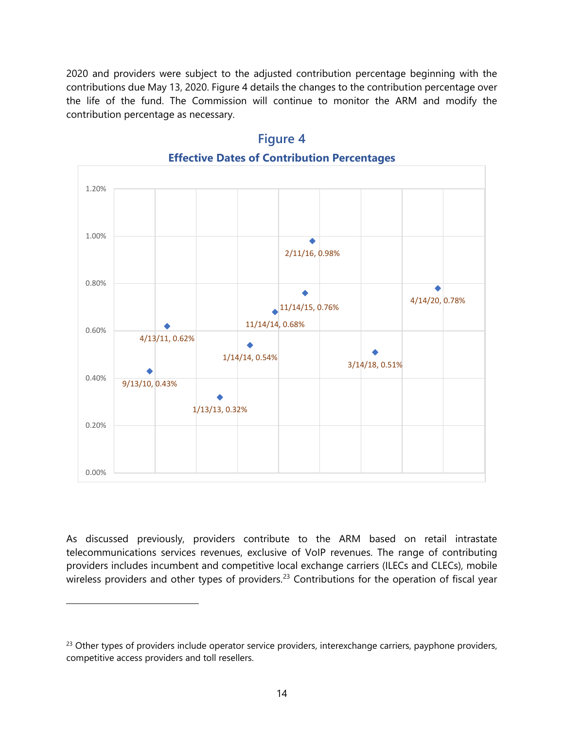2020 and providers were subject to the adjusted contribution percentage beginning with the contributions due May 13, 2020. Figure 4 details the changes to the contribution percentage over the life of the fund. The Commission will continue to monitor the ARM and modify the contribution percentage as necessary.

**Figure 4**

**Effective Dates of Contribution Percentages**

| Effective Date | Contribution Percentage |
|---|---|
| 9/13/10 | 0.43% |
| 4/13/11 | 0.62% |
| 1/13/13 | 0.32% |
| 1/14/14 | 0.54% |
| 11/14/14 | 0.68% |
| 11/14/15 | 0.76% |
| 2/11/16 | 0.98% |
| 3/14/18 | 0.51% |
| 4/14/20 | 0.78% |

As discussed previously, providers contribute to the ARM based on retail intrastate telecommunications services revenues, exclusive of VoIP revenues. The range of contributing providers includes incumbent and competitive local exchange carriers (ILECs and CLECs), mobile wireless providers and other types of providers.[23] Contributions for the operation of fiscal year

[23] Other types of providers include operator service providers, interexchange carriers, payphone providers, competitive access providers and toll resellers.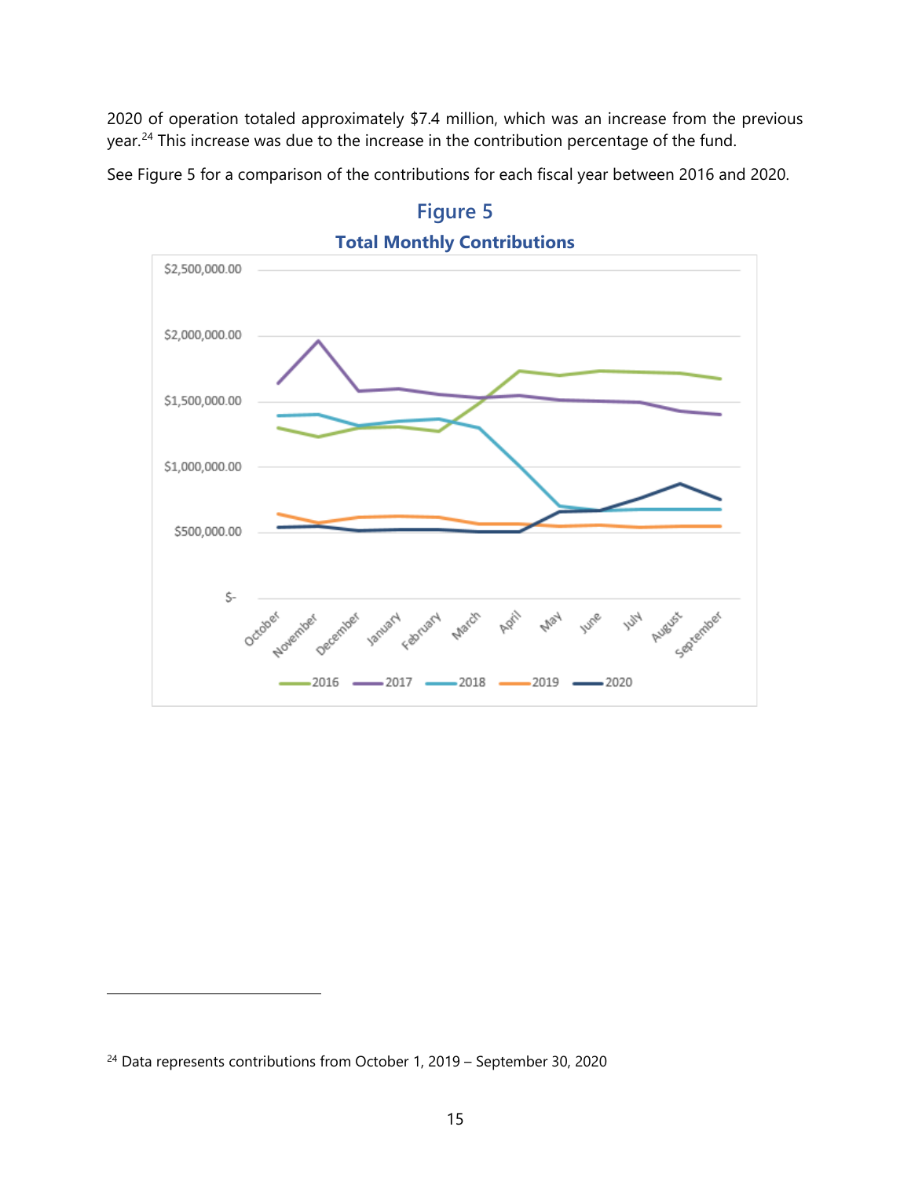2020 of operation totaled approximately $7.4 million, which was an increase from the previous year.[24] This increase was due to the increase in the contribution percentage of the fund.

See Figure 5 for a comparison of the contributions for each fiscal year between 2016 and 2020.

## Figure 5

### Total Monthly Contributions

[24] Data represents contributions from October 1, 2019 – September 30, 2020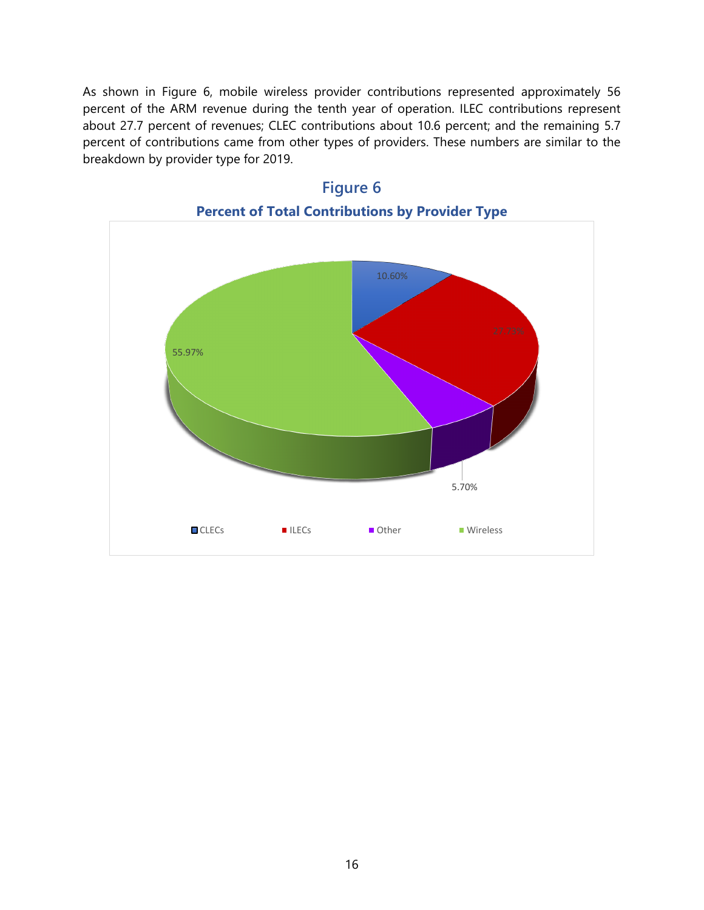As shown in Figure 6, mobile wireless provider contributions represented approximately 56 percent of the ARM revenue during the tenth year of operation. ILEC contributions represent about 27.7 percent of revenues; CLEC contributions about 10.6 percent; and the remaining 5.7 percent of contributions came from other types of providers. These numbers are similar to the breakdown by provider type for 2019.

**Figure 6**

**Percent of Total Contributions by Provider Type**

| Provider Type | Percent |
|---|---|
| CLECs | 10.60% |
| ILECs | 27.73% |
| Other | 5.70% |
| Wireless | 55.97% |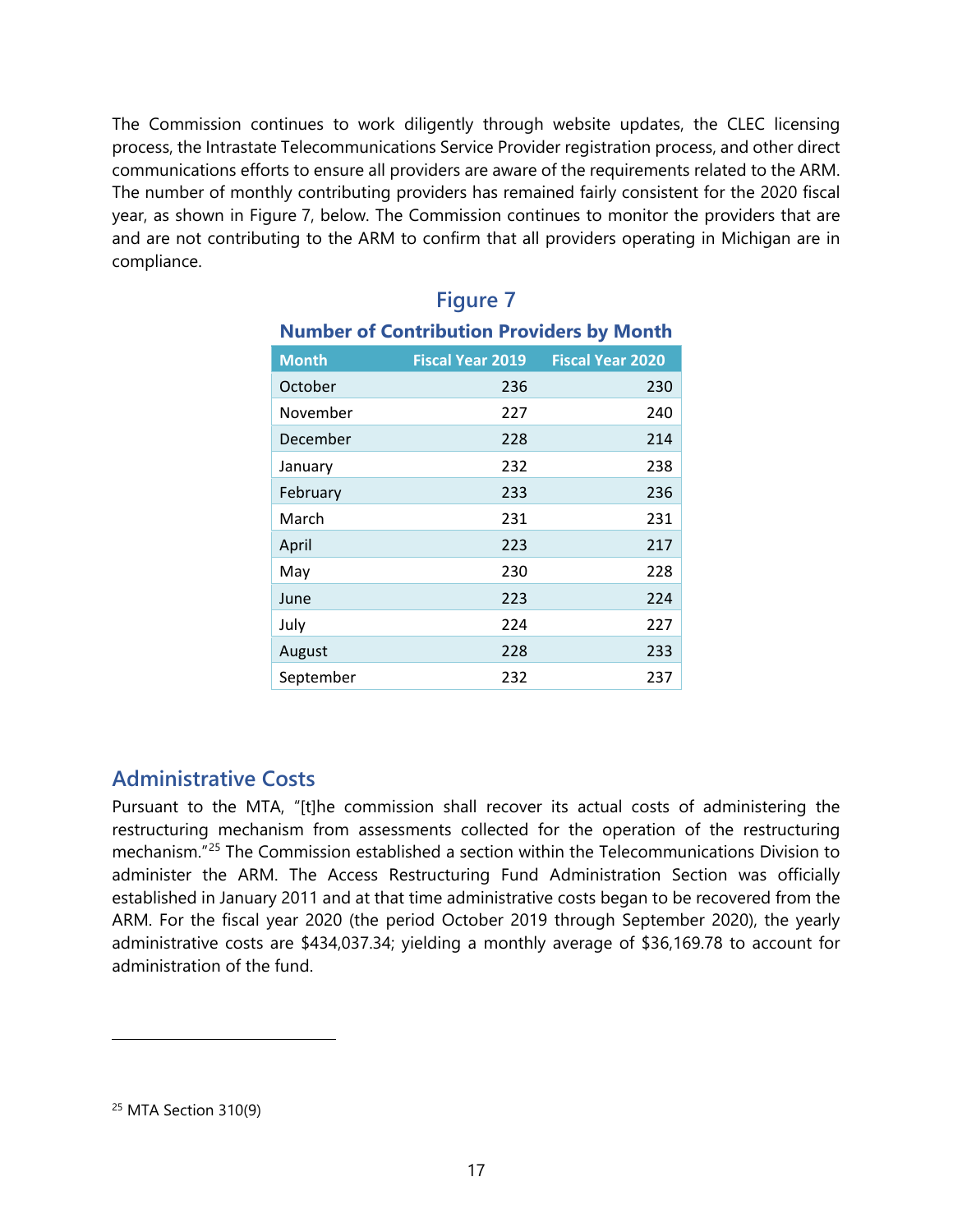The Commission continues to work diligently through website updates, the CLEC licensing process, the Intrastate Telecommunications Service Provider registration process, and other direct communications efforts to ensure all providers are aware of the requirements related to the ARM. The number of monthly contributing providers has remained fairly consistent for the 2020 fiscal year, as shown in Figure 7, below. The Commission continues to monitor the providers that are and are not contributing to the ARM to confirm that all providers operating in Michigan are in compliance.

### Figure 7

**Number of Contribution Providers by Month**

| Month | Fiscal Year 2019 | Fiscal Year 2020 |
|---|---|---|
| October | 236 | 230 |
| November | 227 | 240 |
| December | 228 | 214 |
| January | 232 | 238 |
| February | 233 | 236 |
| March | 231 | 231 |
| April | 223 | 217 |
| May | 230 | 228 |
| June | 223 | 224 |
| July | 224 | 227 |
| August | 228 | 233 |
| September | 232 | 237 |

## Administrative Costs

Pursuant to the MTA, "[t]he commission shall recover its actual costs of administering the restructuring mechanism from assessments collected for the operation of the restructuring mechanism."[25] The Commission established a section within the Telecommunications Division to administer the ARM. The Access Restructuring Fund Administration Section was officially established in January 2011 and at that time administrative costs began to be recovered from the ARM. For the fiscal year 2020 (the period October 2019 through September 2020), the yearly administrative costs are $434,037.34; yielding a monthly average of $36,169.78 to account for administration of the fund.

[25] MTA Section 310(9)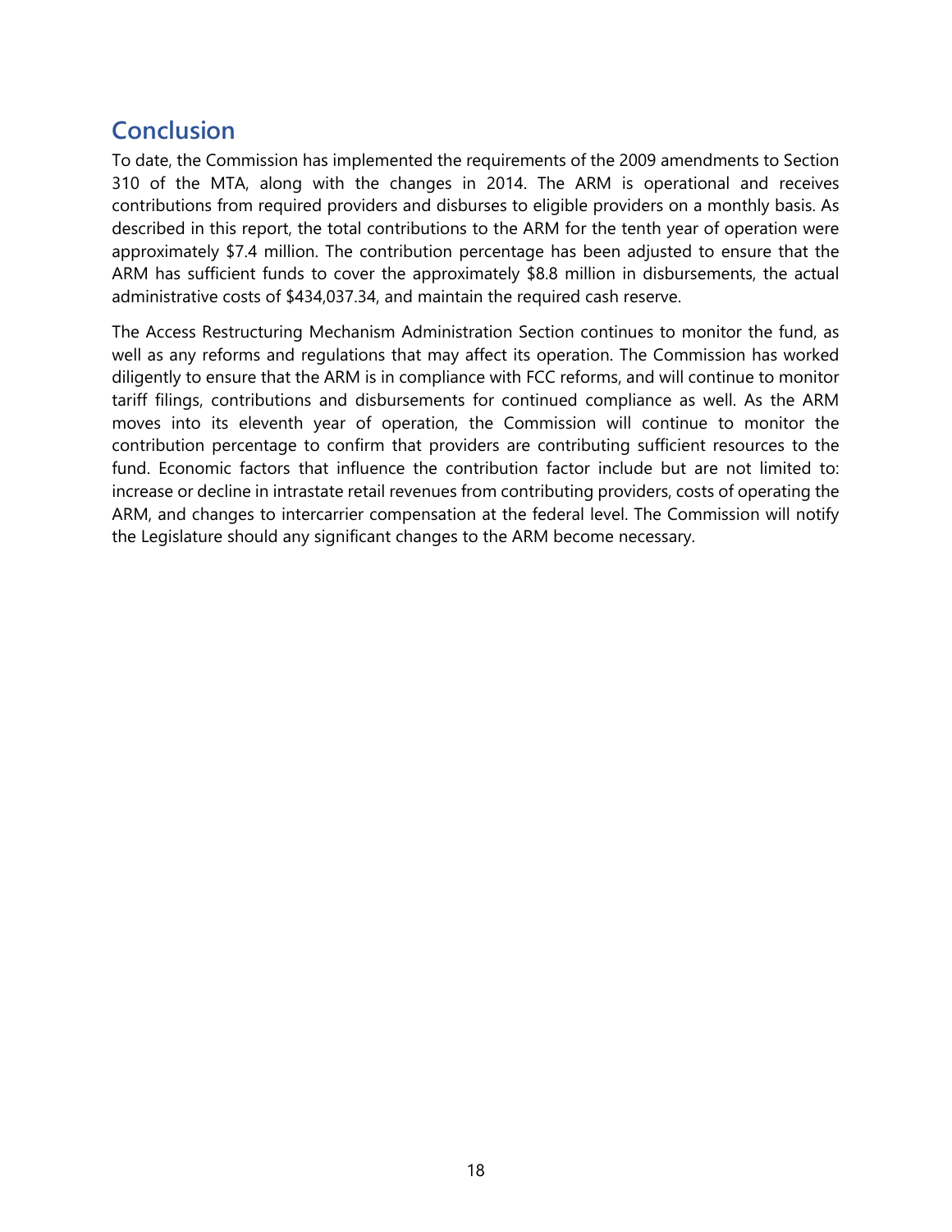## Conclusion

To date, the Commission has implemented the requirements of the 2009 amendments to Section 310 of the MTA, along with the changes in 2014. The ARM is operational and receives contributions from required providers and disburses to eligible providers on a monthly basis. As described in this report, the total contributions to the ARM for the tenth year of operation were approximately $7.4 million. The contribution percentage has been adjusted to ensure that the ARM has sufficient funds to cover the approximately $8.8 million in disbursements, the actual administrative costs of $434,037.34, and maintain the required cash reserve.

The Access Restructuring Mechanism Administration Section continues to monitor the fund, as well as any reforms and regulations that may affect its operation. The Commission has worked diligently to ensure that the ARM is in compliance with FCC reforms, and will continue to monitor tariff filings, contributions and disbursements for continued compliance as well. As the ARM moves into its eleventh year of operation, the Commission will continue to monitor the contribution percentage to confirm that providers are contributing sufficient resources to the fund. Economic factors that influence the contribution factor include but are not limited to: increase or decline in intrastate retail revenues from contributing providers, costs of operating the ARM, and changes to intercarrier compensation at the federal level. The Commission will notify the Legislature should any significant changes to the ARM become necessary.